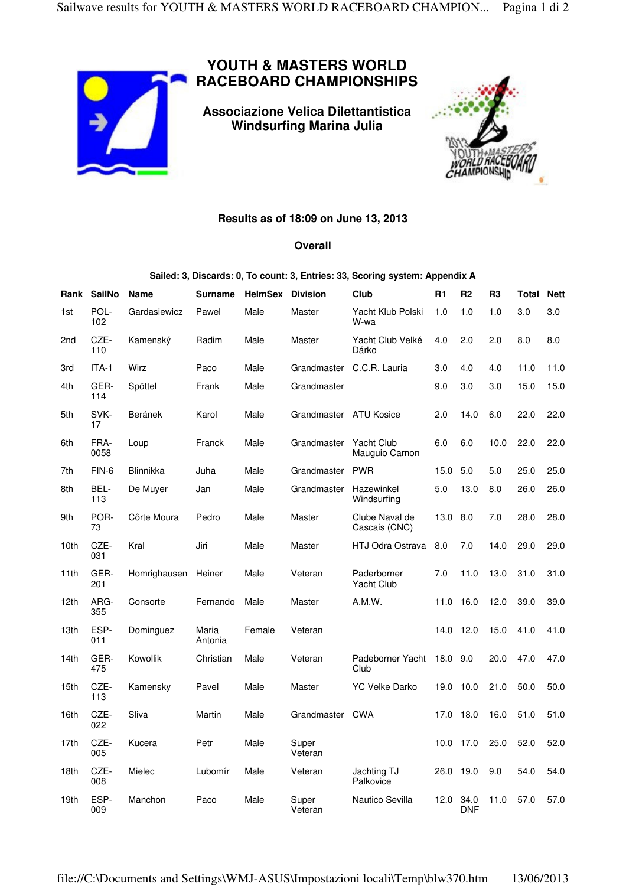# YOUTH & MASTERS WORLD RACEBOARD CHAMPIONSHIPS

## Associazione Velica Dilettantistica Windsurfing Marina Julia

### Results as of 18:09 on June 13, 2013

### Overall

**Sailed: 3, Discards: 0, To count: 3, Entries: 33, Scoring system: Appendix A**

| Rank | SailNo | Name | Surname | HelmSex | Division | Club | R1 | R2 | R3 | Total | Nett |
|---|---|---|---|---|---|---|---|---|---|---|---|
| 1st | POL-102 | Gardasiewicz | Pawel | Male | Master | Yacht Klub Polski W-wa | 1.0 | 1.0 | 1.0 | 3.0 | 3.0 |
| 2nd | CZE-110 | Kamenský | Radim | Male | Master | Yacht Club Velké Dárko | 4.0 | 2.0 | 2.0 | 8.0 | 8.0 |
| 3rd | ITA-1 | Wirz | Paco | Male | Grandmaster | C.C.R. Lauria | 3.0 | 4.0 | 4.0 | 11.0 | 11.0 |
| 4th | GER-114 | Spöttel | Frank | Male | Grandmaster | | 9.0 | 3.0 | 3.0 | 15.0 | 15.0 |
| 5th | SVK-17 | Beránek | Karol | Male | Grandmaster | ATU Kosice | 2.0 | 14.0 | 6.0 | 22.0 | 22.0 |
| 6th | FRA-0058 | Loup | Franck | Male | Grandmaster | Yacht Club Mauguio Carnon | 6.0 | 6.0 | 10.0 | 22.0 | 22.0 |
| 7th | FIN-6 | Blinnikka | Juha | Male | Grandmaster | PWR | 15.0 | 5.0 | 5.0 | 25.0 | 25.0 |
| 8th | BEL-113 | De Muyer | Jan | Male | Grandmaster | Hazewinkel Windsurfing | 5.0 | 13.0 | 8.0 | 26.0 | 26.0 |
| 9th | POR-73 | Côrte Moura | Pedro | Male | Master | Clube Naval de Cascais (CNC) | 13.0 | 8.0 | 7.0 | 28.0 | 28.0 |
| 10th | CZE-031 | Kral | Jiri | Male | Master | HTJ Odra Ostrava | 8.0 | 7.0 | 14.0 | 29.0 | 29.0 |
| 11th | GER-201 | Homrighausen | Heiner | Male | Veteran | Paderborner Yacht Club | 7.0 | 11.0 | 13.0 | 31.0 | 31.0 |
| 12th | ARG-355 | Consorte | Fernando | Male | Master | A.M.W. | 11.0 | 16.0 | 12.0 | 39.0 | 39.0 |
| 13th | ESP-011 | Dominguez | Maria Antonia | Female | Veteran | | 14.0 | 12.0 | 15.0 | 41.0 | 41.0 |
| 14th | GER-475 | Kowollik | Christian | Male | Veteran | Padeborner Yacht Club | 18.0 | 9.0 | 20.0 | 47.0 | 47.0 |
| 15th | CZE-113 | Kamensky | Pavel | Male | Master | YC Velke Darko | 19.0 | 10.0 | 21.0 | 50.0 | 50.0 |
| 16th | CZE-022 | Sliva | Martin | Male | Grandmaster | CWA | 17.0 | 18.0 | 16.0 | 51.0 | 51.0 |
| 17th | CZE-005 | Kucera | Petr | Male | Super Veteran | | 10.0 | 17.0 | 25.0 | 52.0 | 52.0 |
| 18th | CZE-008 | Mielec | Lubomír | Male | Veteran | Jachting TJ Palkovice | 26.0 | 19.0 | 9.0 | 54.0 | 54.0 |
| 19th | ESP-009 | Manchon | Paco | Male | Super Veteran | Nautico Sevilla | 12.0 | 34.0 DNF | 11.0 | 57.0 | 57.0 |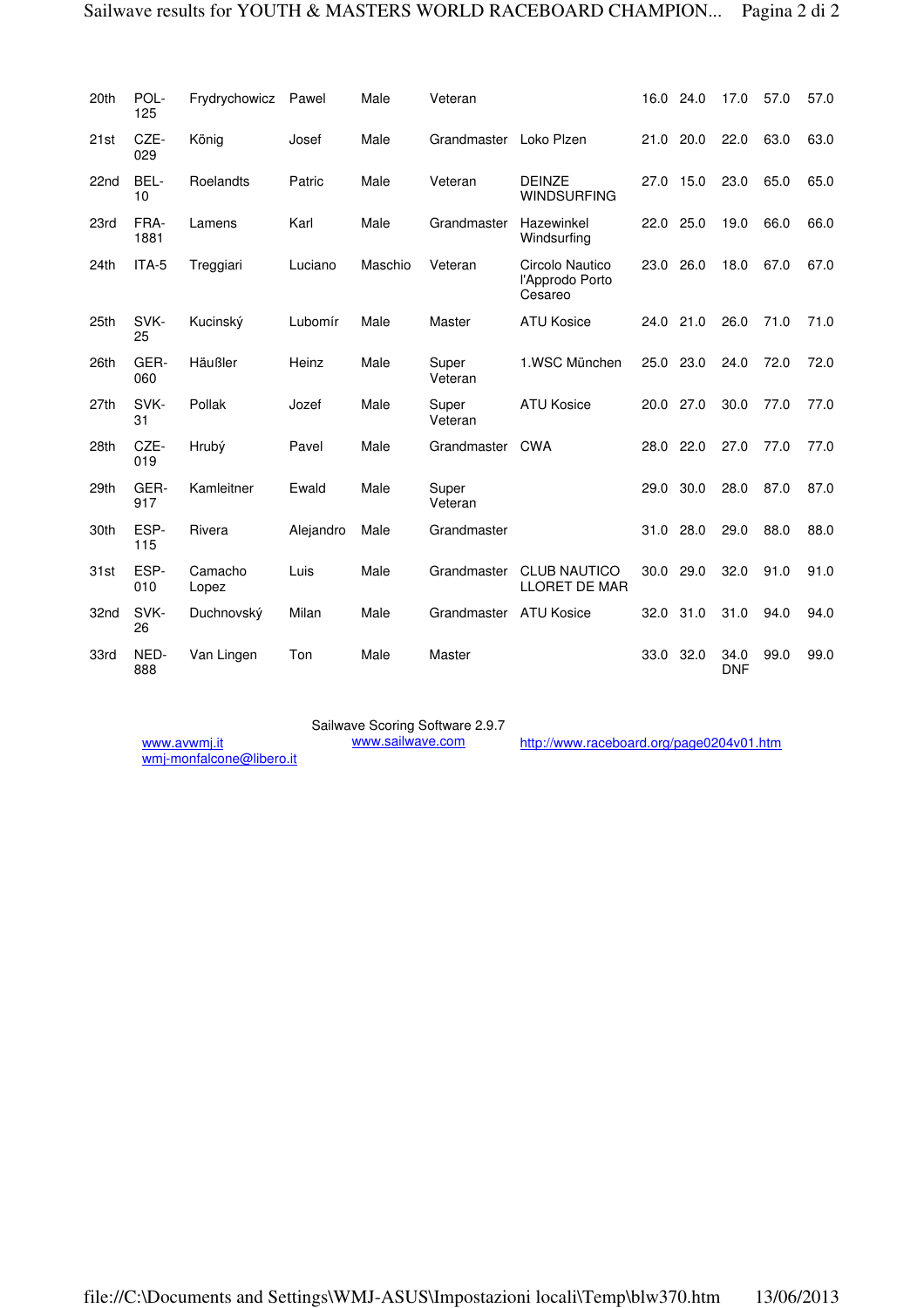| | | | | | | | | | | | |
|---|---|---|---|---|---|---|---|---|---|---|---|
| 20th | POL-125 | Frydrychowicz | Pawel | Male | Veteran | | 16.0 | 24.0 | 17.0 | 57.0 | 57.0 |
| 21st | CZE-029 | König | Josef | Male | Grandmaster | Loko Plzen | 21.0 | 20.0 | 22.0 | 63.0 | 63.0 |
| 22nd | BEL-10 | Roelandts | Patric | Male | Veteran | DEINZE WINDSURFING | 27.0 | 15.0 | 23.0 | 65.0 | 65.0 |
| 23rd | FRA-1881 | Lamens | Karl | Male | Grandmaster | Hazewinkel Windsurfing | 22.0 | 25.0 | 19.0 | 66.0 | 66.0 |
| 24th | ITA-5 | Treggiari | Luciano | Maschio | Veteran | Circolo Nautico l'Approdo Porto Cesareo | 23.0 | 26.0 | 18.0 | 67.0 | 67.0 |
| 25th | SVK-25 | Kucinský | Lubomír | Male | Master | ATU Kosice | 24.0 | 21.0 | 26.0 | 71.0 | 71.0 |
| 26th | GER-060 | Häußler | Heinz | Male | Super Veteran | 1.WSC München | 25.0 | 23.0 | 24.0 | 72.0 | 72.0 |
| 27th | SVK-31 | Pollak | Jozef | Male | Super Veteran | ATU Kosice | 20.0 | 27.0 | 30.0 | 77.0 | 77.0 |
| 28th | CZE-019 | Hrubý | Pavel | Male | Grandmaster | CWA | 28.0 | 22.0 | 27.0 | 77.0 | 77.0 |
| 29th | GER-917 | Kamleitner | Ewald | Male | Super Veteran | | 29.0 | 30.0 | 28.0 | 87.0 | 87.0 |
| 30th | ESP-115 | Rivera | Alejandro | Male | Grandmaster | | 31.0 | 28.0 | 29.0 | 88.0 | 88.0 |
| 31st | ESP-010 | Camacho Lopez | Luis | Male | Grandmaster | CLUB NAUTICO LLORET DE MAR | 30.0 | 29.0 | 32.0 | 91.0 | 91.0 |
| 32nd | SVK-26 | Duchnovský | Milan | Male | Grandmaster | ATU Kosice | 32.0 | 31.0 | 31.0 | 94.0 | 94.0 |
| 33rd | NED-888 | Van Lingen | Ton | Male | Master | | 33.0 | 32.0 | 34.0 DNF | 99.0 | 99.0 |

Sailwave Scoring Software 2.9.7

www.avwmj.it
wmj-monfalcone@libero.it

www.sailwave.com

http://www.raceboard.org/page0204v01.htm